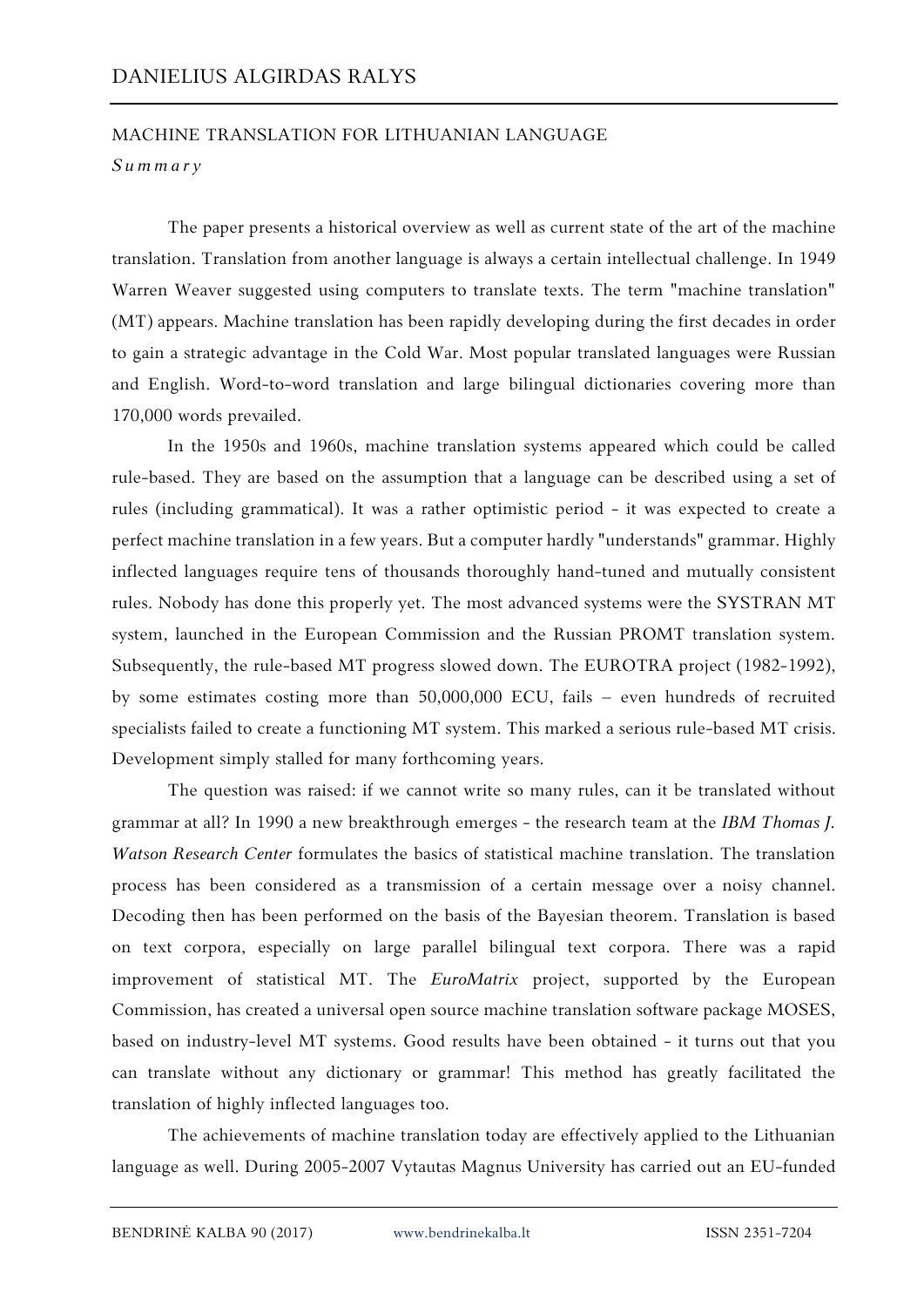# DANIELIUS ALGIRDAS RALYS

## MACHINE TRANSLATION FOR LITHUANIAN LANGUAGE

*Summary*

The paper presents a historical overview as well as current state of the art of the machine translation. Translation from another language is always a certain intellectual challenge. In 1949 Warren Weaver suggested using computers to translate texts. The term "machine translation" (MT) appears. Machine translation has been rapidly developing during the first decades in order to gain a strategic advantage in the Cold War. Most popular translated languages were Russian and English. Word-to-word translation and large bilingual dictionaries covering more than 170,000 words prevailed.

In the 1950s and 1960s, machine translation systems appeared which could be called rule-based. They are based on the assumption that a language can be described using a set of rules (including grammatical). It was a rather optimistic period - it was expected to create a perfect machine translation in a few years. But a computer hardly "understands" grammar. Highly inflected languages require tens of thousands thoroughly hand-tuned and mutually consistent rules. Nobody has done this properly yet. The most advanced systems were the SYSTRAN MT system, launched in the European Commission and the Russian PROMT translation system. Subsequently, the rule-based MT progress slowed down. The EUROTRA project (1982-1992), by some estimates costing more than 50,000,000 ECU, fails – even hundreds of recruited specialists failed to create a functioning MT system. This marked a serious rule-based MT crisis. Development simply stalled for many forthcoming years.

The question was raised: if we cannot write so many rules, can it be translated without grammar at all? In 1990 a new breakthrough emerges - the research team at the *IBM Thomas J. Watson Research Center* formulates the basics of statistical machine translation. The translation process has been considered as a transmission of a certain message over a noisy channel. Decoding then has been performed on the basis of the Bayesian theorem. Translation is based on text corpora, especially on large parallel bilingual text corpora. There was a rapid improvement of statistical MT. The *EuroMatrix* project, supported by the European Commission, has created a universal open source machine translation software package MOSES, based on industry-level MT systems. Good results have been obtained - it turns out that you can translate without any dictionary or grammar! This method has greatly facilitated the translation of highly inflected languages too.

The achievements of machine translation today are effectively applied to the Lithuanian language as well. During 2005-2007 Vytautas Magnus University has carried out an EU-funded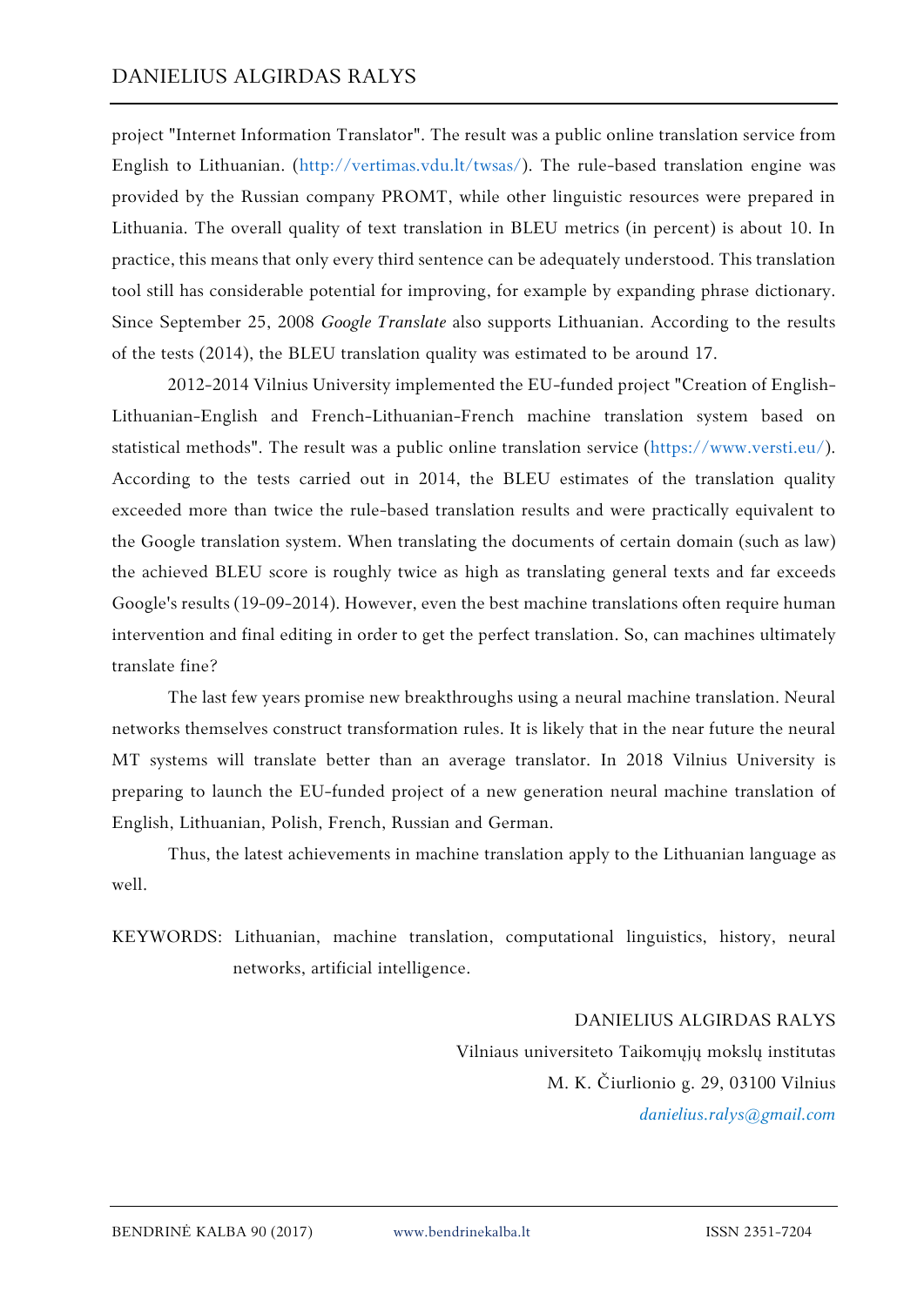project "Internet Information Translator". The result was a public online translation service from English to Lithuanian. (http://vertimas.vdu.lt/twsas/). The rule-based translation engine was provided by the Russian company PROMT, while other linguistic resources were prepared in Lithuania. The overall quality of text translation in BLEU metrics (in percent) is about 10. In practice, this means that only every third sentence can be adequately understood. This translation tool still has considerable potential for improving, for example by expanding phrase dictionary. Since September 25, 2008 *Google Translate* also supports Lithuanian. According to the results of the tests (2014), the BLEU translation quality was estimated to be around 17.

2012-2014 Vilnius University implemented the EU-funded project "Creation of English-Lithuanian-English and French-Lithuanian-French machine translation system based on statistical methods". The result was a public online translation service (https://www.versti.eu/). According to the tests carried out in 2014, the BLEU estimates of the translation quality exceeded more than twice the rule-based translation results and were practically equivalent to the Google translation system. When translating the documents of certain domain (such as law) the achieved BLEU score is roughly twice as high as translating general texts and far exceeds Google's results (19-09-2014). However, even the best machine translations often require human intervention and final editing in order to get the perfect translation. So, can machines ultimately translate fine?

The last few years promise new breakthroughs using a neural machine translation. Neural networks themselves construct transformation rules. It is likely that in the near future the neural MT systems will translate better than an average translator. In 2018 Vilnius University is preparing to launch the EU-funded project of a new generation neural machine translation of English, Lithuanian, Polish, French, Russian and German.

Thus, the latest achievements in machine translation apply to the Lithuanian language as well.

KEYWORDS: Lithuanian, machine translation, computational linguistics, history, neural networks, artificial intelligence.

DANIELIUS ALGIRDAS RALYS
Vilniaus universiteto Taikomųjų mokslų institutas
M. K. Čiurlionio g. 29, 03100 Vilnius
*danielius.ralys@gmail.com*